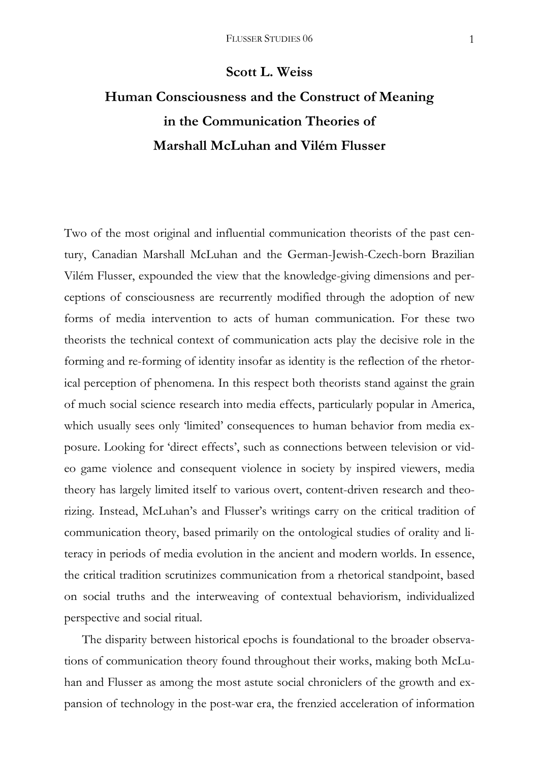**Scott L. Weiss**

# Human Consciousness and the Construct of Meaning in the Communication Theories of Marshall McLuhan and Vilém Flusser

Two of the most original and influential communication theorists of the past century, Canadian Marshall McLuhan and the German-Jewish-Czech-born Brazilian Vilém Flusser, expounded the view that the knowledge-giving dimensions and perceptions of consciousness are recurrently modified through the adoption of new forms of media intervention to acts of human communication. For these two theorists the technical context of communication acts play the decisive role in the forming and re-forming of identity insofar as identity is the reflection of the rhetorical perception of phenomena. In this respect both theorists stand against the grain of much social science research into media effects, particularly popular in America, which usually sees only 'limited' consequences to human behavior from media exposure. Looking for 'direct effects', such as connections between television or video game violence and consequent violence in society by inspired viewers, media theory has largely limited itself to various overt, content-driven research and theorizing. Instead, McLuhan's and Flusser's writings carry on the critical tradition of communication theory, based primarily on the ontological studies of orality and literacy in periods of media evolution in the ancient and modern worlds. In essence, the critical tradition scrutinizes communication from a rhetorical standpoint, based on social truths and the interweaving of contextual behaviorism, individualized perspective and social ritual.

The disparity between historical epochs is foundational to the broader observations of communication theory found throughout their works, making both McLuhan and Flusser as among the most astute social chroniclers of the growth and expansion of technology in the post-war era, the frenzied acceleration of information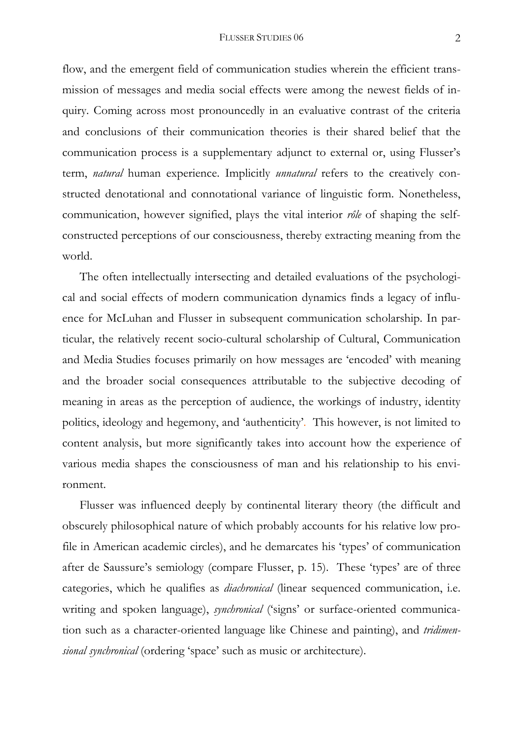flow, and the emergent field of communication studies wherein the efficient transmission of messages and media social effects were among the newest fields of inquiry. Coming across most pronouncedly in an evaluative contrast of the criteria and conclusions of their communication theories is their shared belief that the communication process is a supplementary adjunct to external or, using Flusser's term, *natural* human experience. Implicitly *unnatural* refers to the creatively constructed denotational and connotational variance of linguistic form. Nonetheless, communication, however signified, plays the vital interior *rôle* of shaping the self-constructed perceptions of our consciousness, thereby extracting meaning from the world.

The often intellectually intersecting and detailed evaluations of the psychological and social effects of modern communication dynamics finds a legacy of influence for McLuhan and Flusser in subsequent communication scholarship. In particular, the relatively recent socio-cultural scholarship of Cultural, Communication and Media Studies focuses primarily on how messages are 'encoded' with meaning and the broader social consequences attributable to the subjective decoding of meaning in areas as the perception of audience, the workings of industry, identity politics, ideology and hegemony, and 'authenticity'. This however, is not limited to content analysis, but more significantly takes into account how the experience of various media shapes the consciousness of man and his relationship to his environment.

Flusser was influenced deeply by continental literary theory (the difficult and obscurely philosophical nature of which probably accounts for his relative low profile in American academic circles), and he demarcates his 'types' of communication after de Saussure's semiology (compare Flusser, p. 15). These 'types' are of three categories, which he qualifies as *diachronical* (linear sequenced communication, i.e. writing and spoken language), *synchronical* ('signs' or surface-oriented communication such as a character-oriented language like Chinese and painting), and *tridimensional synchronical* (ordering 'space' such as music or architecture).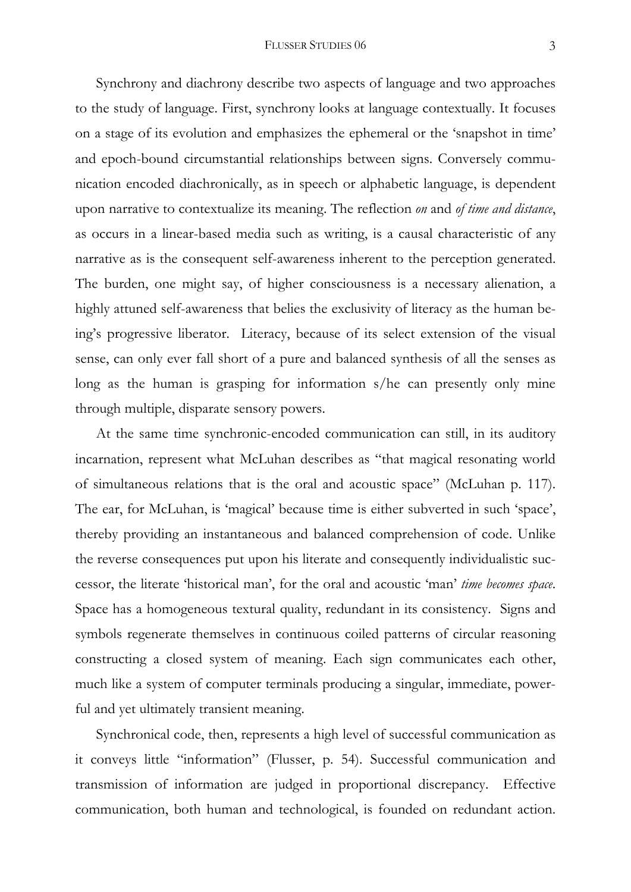Synchrony and diachrony describe two aspects of language and two approaches to the study of language. First, synchrony looks at language contextually. It focuses on a stage of its evolution and emphasizes the ephemeral or the 'snapshot in time' and epoch-bound circumstantial relationships between signs. Conversely communication encoded diachronically, as in speech or alphabetic language, is dependent upon narrative to contextualize its meaning. The reflection *on* and *of time and distance*, as occurs in a linear-based media such as writing, is a causal characteristic of any narrative as is the consequent self-awareness inherent to the perception generated. The burden, one might say, of higher consciousness is a necessary alienation, a highly attuned self-awareness that belies the exclusivity of literacy as the human being's progressive liberator. Literacy, because of its select extension of the visual sense, can only ever fall short of a pure and balanced synthesis of all the senses as long as the human is grasping for information s/he can presently only mine through multiple, disparate sensory powers.

At the same time synchronic-encoded communication can still, in its auditory incarnation, represent what McLuhan describes as "that magical resonating world of simultaneous relations that is the oral and acoustic space" (McLuhan p. 117). The ear, for McLuhan, is 'magical' because time is either subverted in such 'space', thereby providing an instantaneous and balanced comprehension of code. Unlike the reverse consequences put upon his literate and consequently individualistic successor, the literate 'historical man', for the oral and acoustic 'man' *time becomes space*. Space has a homogeneous textural quality, redundant in its consistency. Signs and symbols regenerate themselves in continuous coiled patterns of circular reasoning constructing a closed system of meaning. Each sign communicates each other, much like a system of computer terminals producing a singular, immediate, powerful and yet ultimately transient meaning.

Synchronical code, then, represents a high level of successful communication as it conveys little "information" (Flusser, p. 54). Successful communication and transmission of information are judged in proportional discrepancy. Effective communication, both human and technological, is founded on redundant action.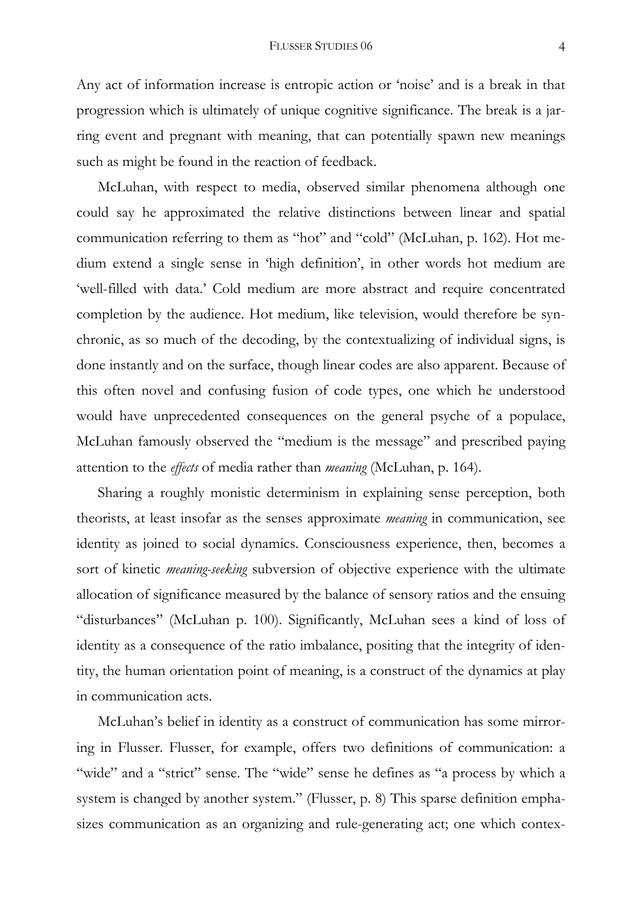Any act of information increase is entropic action or 'noise' and is a break in that progression which is ultimately of unique cognitive significance. The break is a jarring event and pregnant with meaning, that can potentially spawn new meanings such as might be found in the reaction of feedback.

McLuhan, with respect to media, observed similar phenomena although one could say he approximated the relative distinctions between linear and spatial communication referring to them as "hot" and "cold" (McLuhan, p. 162). Hot medium extend a single sense in 'high definition', in other words hot medium are 'well-filled with data.' Cold medium are more abstract and require concentrated completion by the audience. Hot medium, like television, would therefore be synchronic, as so much of the decoding, by the contextualizing of individual signs, is done instantly and on the surface, though linear codes are also apparent. Because of this often novel and confusing fusion of code types, one which he understood would have unprecedented consequences on the general psyche of a populace, McLuhan famously observed the "medium is the message" and prescribed paying attention to the *effects* of media rather than *meaning* (McLuhan, p. 164).

Sharing a roughly monistic determinism in explaining sense perception, both theorists, at least insofar as the senses approximate *meaning* in communication, see identity as joined to social dynamics. Consciousness experience, then, becomes a sort of kinetic *meaning-seeking* subversion of objective experience with the ultimate allocation of significance measured by the balance of sensory ratios and the ensuing "disturbances" (McLuhan p. 100). Significantly, McLuhan sees a kind of loss of identity as a consequence of the ratio imbalance, positing that the integrity of identity, the human orientation point of meaning, is a construct of the dynamics at play in communication acts.

McLuhan's belief in identity as a construct of communication has some mirroring in Flusser. Flusser, for example, offers two definitions of communication: a "wide" and a "strict" sense. The "wide" sense he defines as "a process by which a system is changed by another system." (Flusser, p. 8) This sparse definition emphasizes communication as an organizing and rule-generating act; one which contex-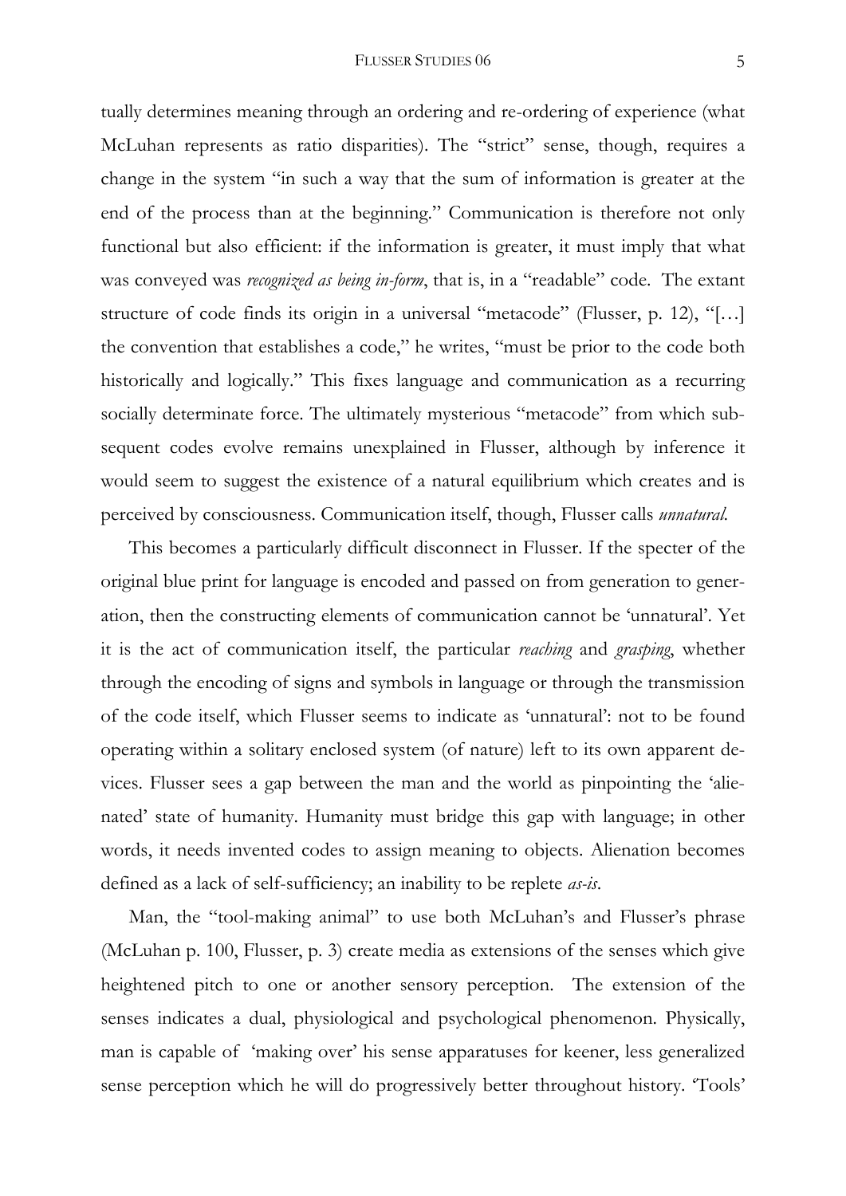tually determines meaning through an ordering and re-ordering of experience (what McLuhan represents as ratio disparities). The "strict" sense, though, requires a change in the system "in such a way that the sum of information is greater at the end of the process than at the beginning." Communication is therefore not only functional but also efficient: if the information is greater, it must imply that what was conveyed was *recognized as being in-form*, that is, in a "readable" code. The extant structure of code finds its origin in a universal "metacode" (Flusser, p. 12), "[…] the convention that establishes a code," he writes, "must be prior to the code both historically and logically." This fixes language and communication as a recurring socially determinate force. The ultimately mysterious "metacode" from which subsequent codes evolve remains unexplained in Flusser, although by inference it would seem to suggest the existence of a natural equilibrium which creates and is perceived by consciousness. Communication itself, though, Flusser calls *unnatural*.

This becomes a particularly difficult disconnect in Flusser. If the specter of the original blue print for language is encoded and passed on from generation to generation, then the constructing elements of communication cannot be 'unnatural'. Yet it is the act of communication itself, the particular *reaching* and *grasping*, whether through the encoding of signs and symbols in language or through the transmission of the code itself, which Flusser seems to indicate as 'unnatural': not to be found operating within a solitary enclosed system (of nature) left to its own apparent devices. Flusser sees a gap between the man and the world as pinpointing the 'alienated' state of humanity. Humanity must bridge this gap with language; in other words, it needs invented codes to assign meaning to objects. Alienation becomes defined as a lack of self-sufficiency; an inability to be replete *as-is*.

Man, the "tool-making animal" to use both McLuhan's and Flusser's phrase (McLuhan p. 100, Flusser, p. 3) create media as extensions of the senses which give heightened pitch to one or another sensory perception. The extension of the senses indicates a dual, physiological and psychological phenomenon. Physically, man is capable of 'making over' his sense apparatuses for keener, less generalized sense perception which he will do progressively better throughout history. 'Tools'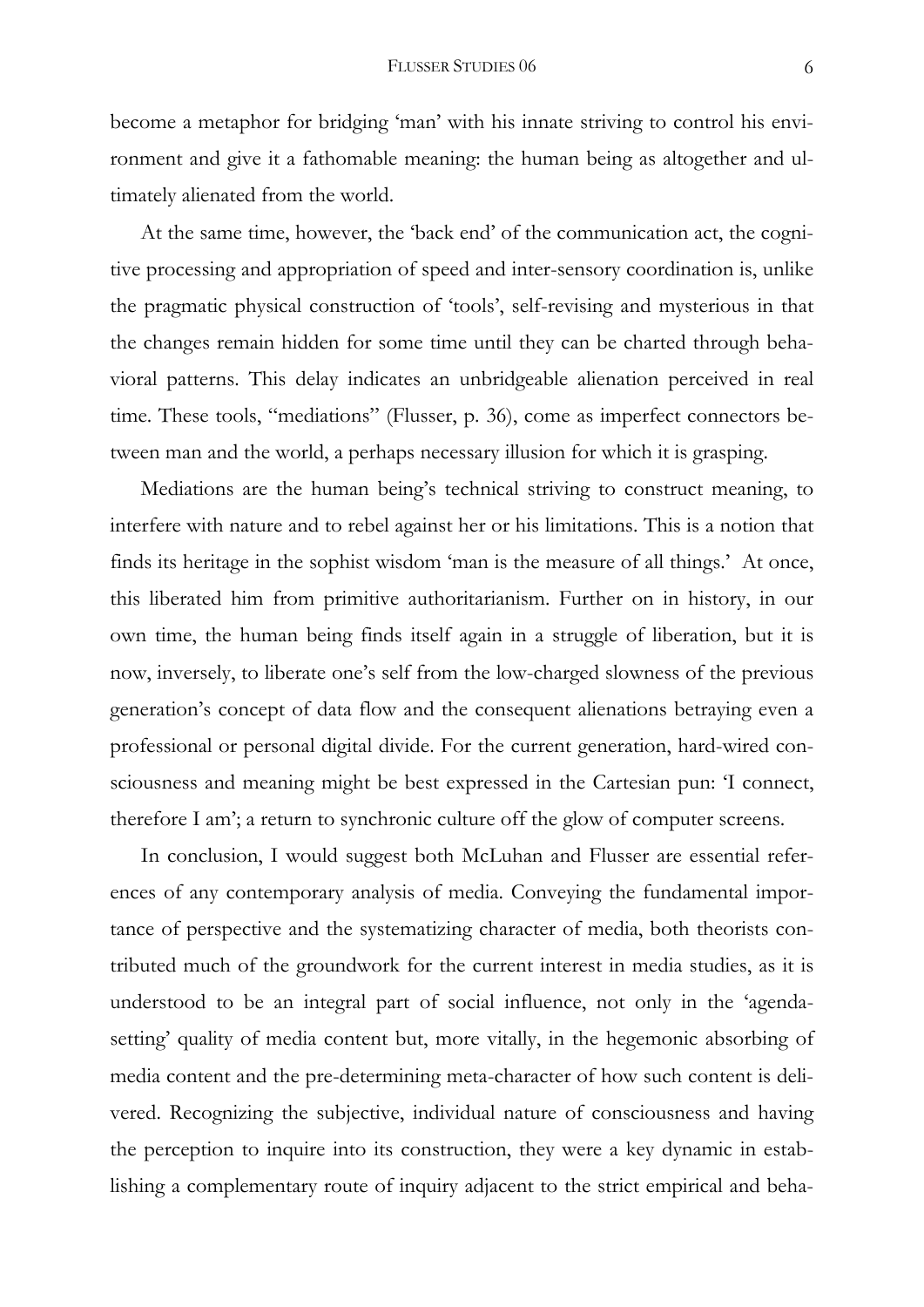become a metaphor for bridging 'man' with his innate striving to control his environment and give it a fathomable meaning: the human being as altogether and ultimately alienated from the world.

At the same time, however, the 'back end' of the communication act, the cognitive processing and appropriation of speed and inter-sensory coordination is, unlike the pragmatic physical construction of 'tools', self-revising and mysterious in that the changes remain hidden for some time until they can be charted through behavioral patterns. This delay indicates an unbridgeable alienation perceived in real time. These tools, "mediations" (Flusser, p. 36), come as imperfect connectors between man and the world, a perhaps necessary illusion for which it is grasping.

Mediations are the human being's technical striving to construct meaning, to interfere with nature and to rebel against her or his limitations. This is a notion that finds its heritage in the sophist wisdom 'man is the measure of all things.' At once, this liberated him from primitive authoritarianism. Further on in history, in our own time, the human being finds itself again in a struggle of liberation, but it is now, inversely, to liberate one's self from the low-charged slowness of the previous generation's concept of data flow and the consequent alienations betraying even a professional or personal digital divide. For the current generation, hard-wired consciousness and meaning might be best expressed in the Cartesian pun: 'I connect, therefore I am'; a return to synchronic culture off the glow of computer screens.

In conclusion, I would suggest both McLuhan and Flusser are essential references of any contemporary analysis of media. Conveying the fundamental importance of perspective and the systematizing character of media, both theorists contributed much of the groundwork for the current interest in media studies, as it is understood to be an integral part of social influence, not only in the 'agenda-setting' quality of media content but, more vitally, in the hegemonic absorbing of media content and the pre-determining meta-character of how such content is delivered. Recognizing the subjective, individual nature of consciousness and having the perception to inquire into its construction, they were a key dynamic in establishing a complementary route of inquiry adjacent to the strict empirical and beha-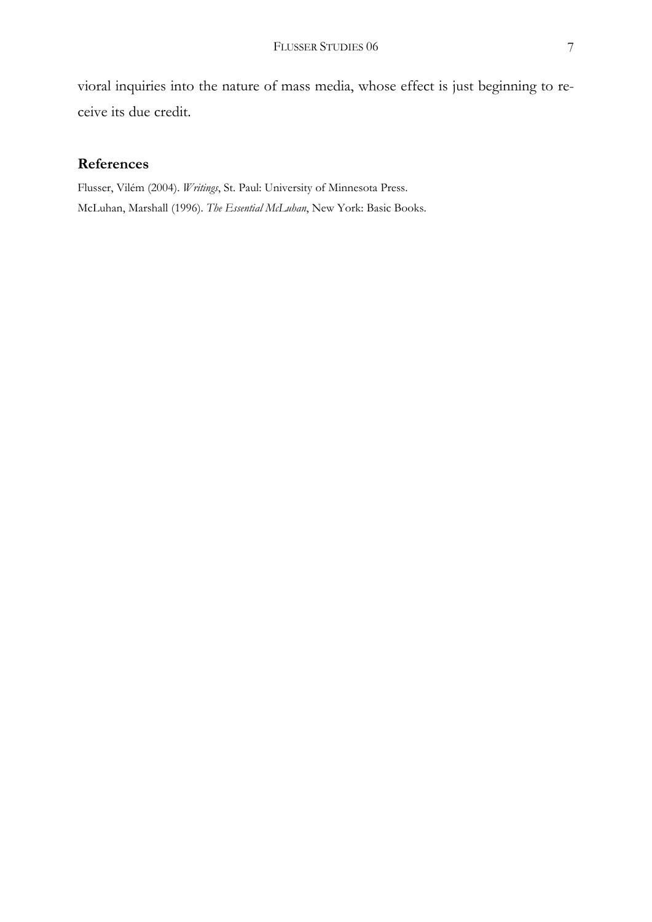vioral inquiries into the nature of mass media, whose effect is just beginning to receive its due credit.

## References

Flusser, Vilém (2004). *Writings*, St. Paul: University of Minnesota Press.

McLuhan, Marshall (1996). *The Essential McLuhan*, New York: Basic Books.